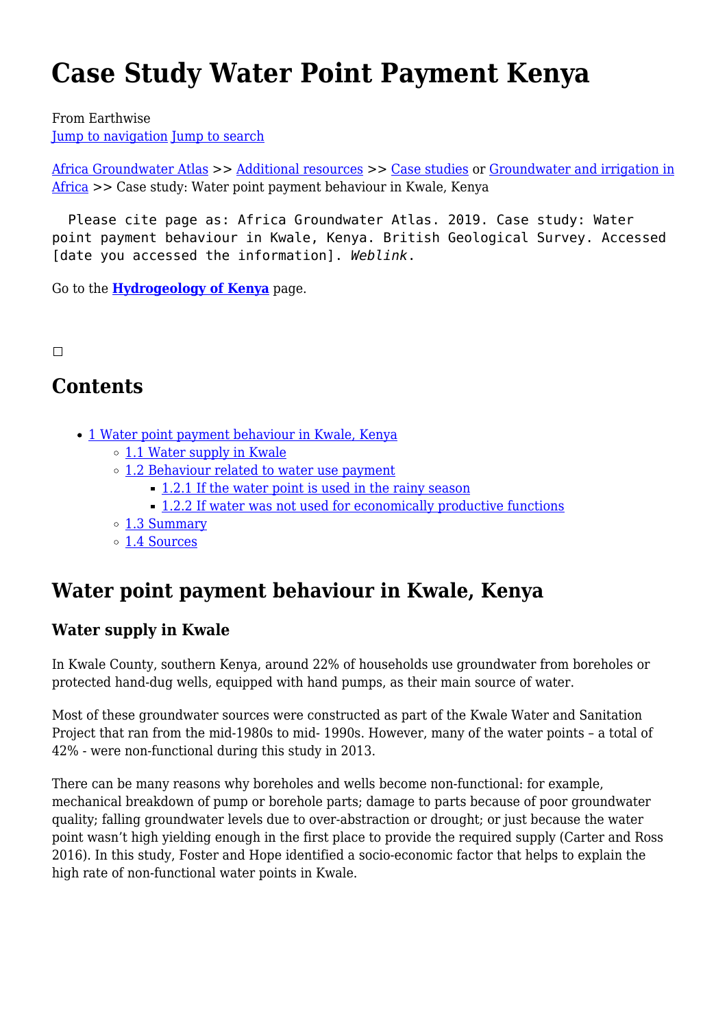# Case Study Water Point Payment Kenya

From Earthwise
Jump to navigation Jump to search

Africa Groundwater Atlas >> Additional resources >> Case studies or Groundwater and irrigation in Africa >> Case study: Water point payment behaviour in Kwale, Kenya

```
Please cite page as: Africa Groundwater Atlas. 2019. Case study: Water point payment behaviour in Kwale, Kenya. British Geological Survey. Accessed [date you accessed the information]. Weblink.
```

Go to the **Hydrogeology of Kenya** page.

## Contents

- 1 Water point payment behaviour in Kwale, Kenya
  - 1.1 Water supply in Kwale
  - 1.2 Behaviour related to water use payment
    - 1.2.1 If the water point is used in the rainy season
    - 1.2.2 If water was not used for economically productive functions
  - 1.3 Summary
  - 1.4 Sources

## Water point payment behaviour in Kwale, Kenya

### Water supply in Kwale

In Kwale County, southern Kenya, around 22% of households use groundwater from boreholes or protected hand-dug wells, equipped with hand pumps, as their main source of water.

Most of these groundwater sources were constructed as part of the Kwale Water and Sanitation Project that ran from the mid-1980s to mid- 1990s. However, many of the water points – a total of 42% - were non-functional during this study in 2013.

There can be many reasons why boreholes and wells become non-functional: for example, mechanical breakdown of pump or borehole parts; damage to parts because of poor groundwater quality; falling groundwater levels due to over-abstraction or drought; or just because the water point wasn't high yielding enough in the first place to provide the required supply (Carter and Ross 2016). In this study, Foster and Hope identified a socio-economic factor that helps to explain the high rate of non-functional water points in Kwale.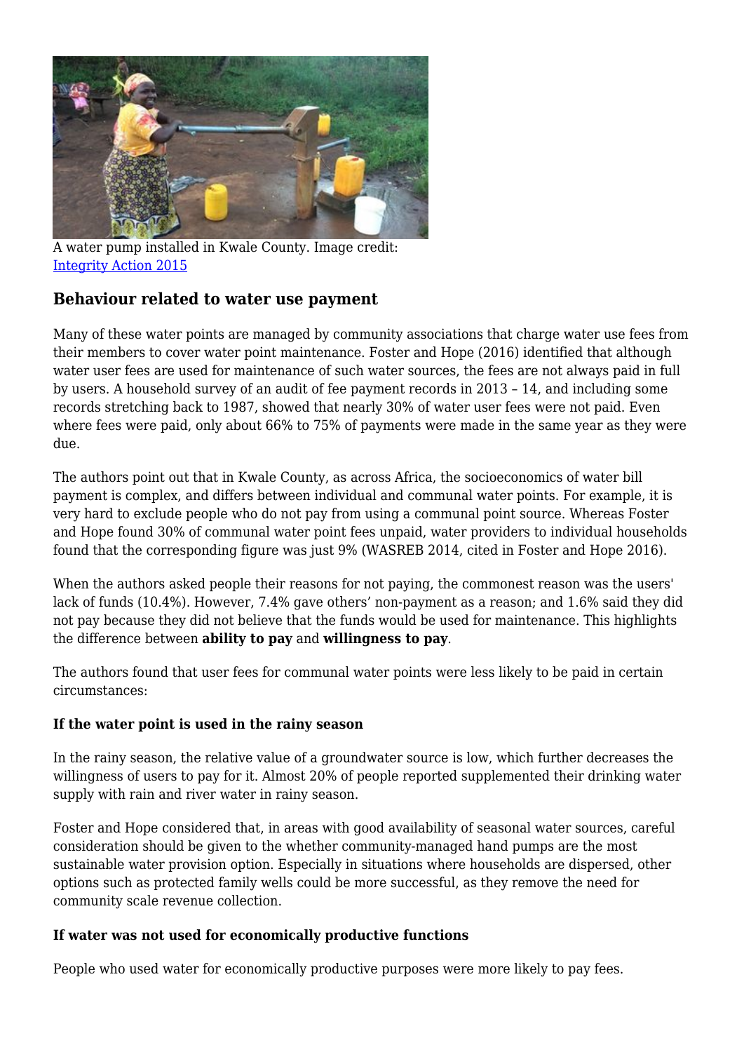A water pump installed in Kwale County. Image credit: [Integrity Action 2015]

## Behaviour related to water use payment

Many of these water points are managed by community associations that charge water use fees from their members to cover water point maintenance. Foster and Hope (2016) identified that although water user fees are used for maintenance of such water sources, the fees are not always paid in full by users. A household survey of an audit of fee payment records in 2013 – 14, and including some records stretching back to 1987, showed that nearly 30% of water user fees were not paid. Even where fees were paid, only about 66% to 75% of payments were made in the same year as they were due.

The authors point out that in Kwale County, as across Africa, the socioeconomics of water bill payment is complex, and differs between individual and communal water points. For example, it is very hard to exclude people who do not pay from using a communal point source. Whereas Foster and Hope found 30% of communal water point fees unpaid, water providers to individual households found that the corresponding figure was just 9% (WASREB 2014, cited in Foster and Hope 2016).

When the authors asked people their reasons for not paying, the commonest reason was the users' lack of funds (10.4%). However, 7.4% gave others' non-payment as a reason; and 1.6% said they did not pay because they did not believe that the funds would be used for maintenance. This highlights the difference between **ability to pay** and **willingness to pay**.

The authors found that user fees for communal water points were less likely to be paid in certain circumstances:

**If the water point is used in the rainy season**

In the rainy season, the relative value of a groundwater source is low, which further decreases the willingness of users to pay for it. Almost 20% of people reported supplemented their drinking water supply with rain and river water in rainy season.

Foster and Hope considered that, in areas with good availability of seasonal water sources, careful consideration should be given to the whether community-managed hand pumps are the most sustainable water provision option. Especially in situations where households are dispersed, other options such as protected family wells could be more successful, as they remove the need for community scale revenue collection.

**If water was not used for economically productive functions**

People who used water for economically productive purposes were more likely to pay fees.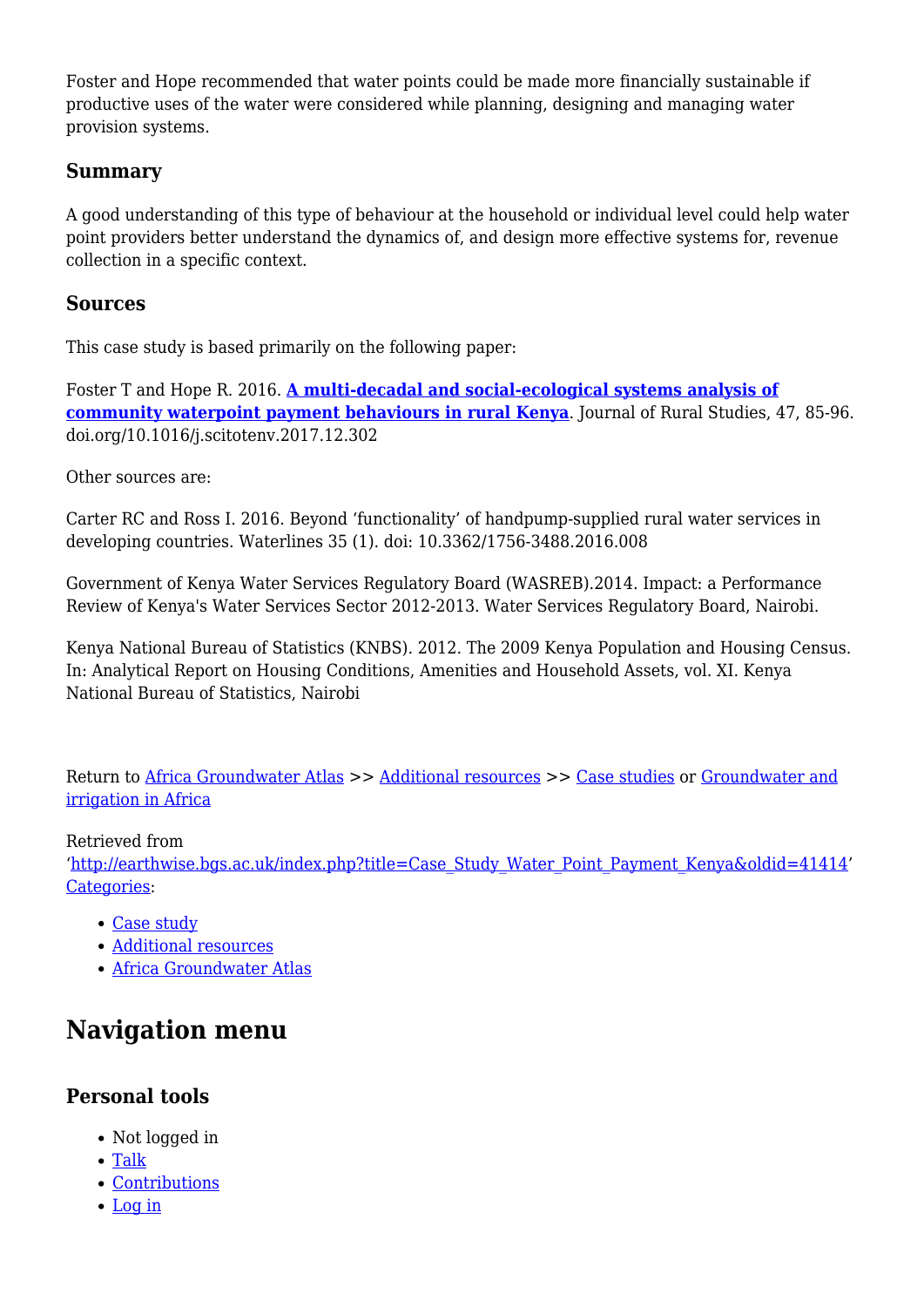Foster and Hope recommended that water points could be made more financially sustainable if productive uses of the water were considered while planning, designing and managing water provision systems.

### Summary

A good understanding of this type of behaviour at the household or individual level could help water point providers better understand the dynamics of, and design more effective systems for, revenue collection in a specific context.

### Sources

This case study is based primarily on the following paper:

Foster T and Hope R. 2016. **A multi-decadal and social-ecological systems analysis of community waterpoint payment behaviours in rural Kenya**. Journal of Rural Studies, 47, 85-96. doi.org/10.1016/j.scitotenv.2017.12.302

Other sources are:

Carter RC and Ross I. 2016. Beyond 'functionality' of handpump-supplied rural water services in developing countries. Waterlines 35 (1). doi: 10.3362/1756-3488.2016.008

Government of Kenya Water Services Regulatory Board (WASREB).2014. Impact: a Performance Review of Kenya's Water Services Sector 2012-2013. Water Services Regulatory Board, Nairobi.

Kenya National Bureau of Statistics (KNBS). 2012. The 2009 Kenya Population and Housing Census. In: Analytical Report on Housing Conditions, Amenities and Household Assets, vol. XI. Kenya National Bureau of Statistics, Nairobi

Return to Africa Groundwater Atlas >> Additional resources >> Case studies or Groundwater and irrigation in Africa

Retrieved from 'http://earthwise.bgs.ac.uk/index.php?title=Case_Study_Water_Point_Payment_Kenya&oldid=41414'
Categories:

- Case study
- Additional resources
- Africa Groundwater Atlas

## Navigation menu

### Personal tools

- Not logged in
- Talk
- Contributions
- Log in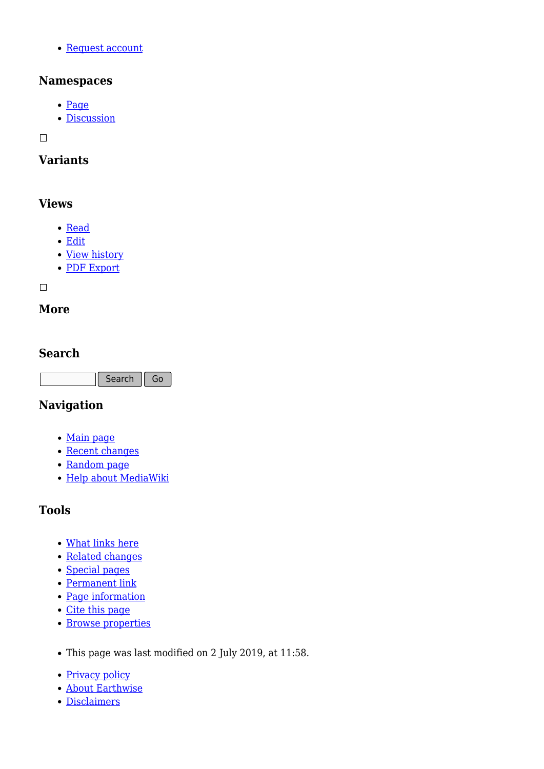- Request account

### Namespaces

- Page
- Discussion

☐

### Variants

### Views

- Read
- Edit
- View history
- PDF Export

☐

### More

### Search

Search Go

### Navigation

- Main page
- Recent changes
- Random page
- Help about MediaWiki

### Tools

- What links here
- Related changes
- Special pages
- Permanent link
- Page information
- Cite this page
- Browse properties

- This page was last modified on 2 July 2019, at 11:58.

- Privacy policy
- About Earthwise
- Disclaimers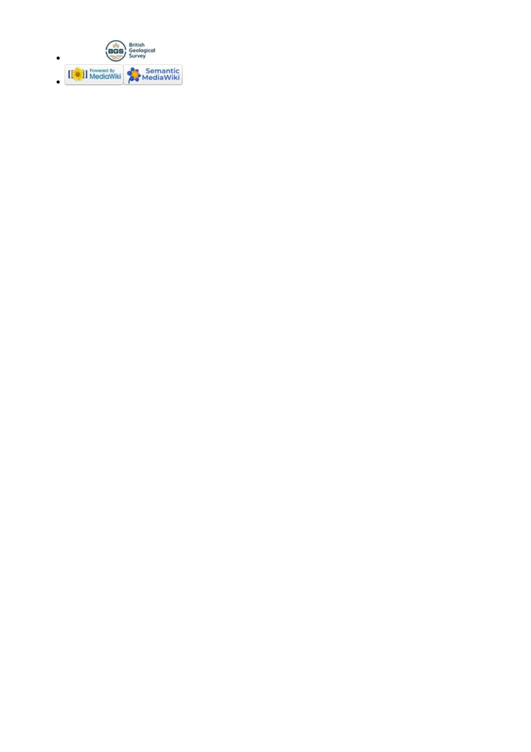- British Geological Survey
- Powered By MediaWiki Semantic MediaWiki